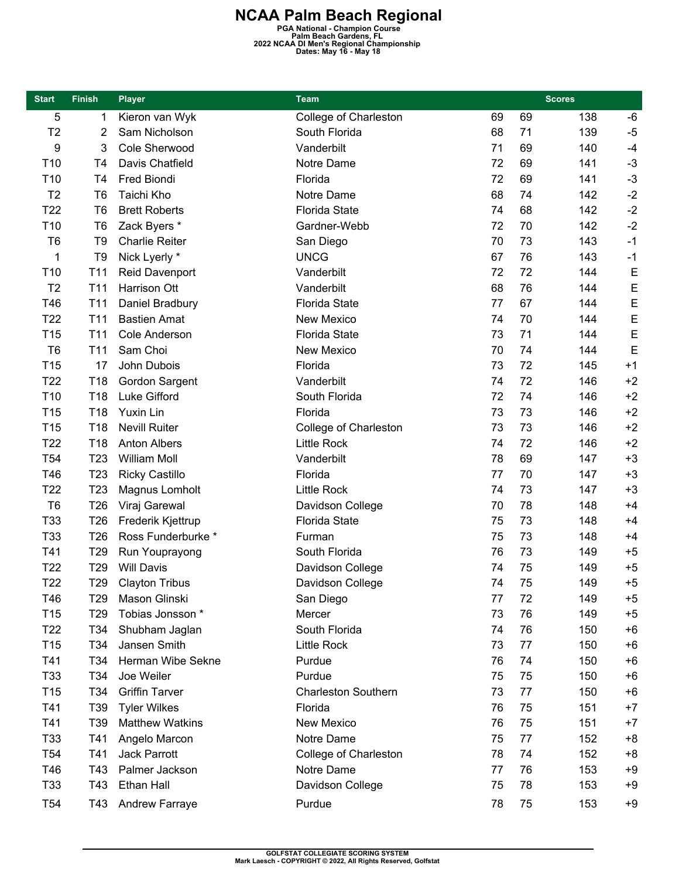# NCAA Palm Beach Regional

**PGA National - Champion Course**
**Palm Beach Gardens, FL**
**2022 NCAA DI Men's Regional Championship**
**Dates: May 16 - May 18**

| Start | Finish | Player | Team | Scores | | | |
|---|---|---|---|---|---|---|---|
| 5 | 1 | Kieron van Wyk | College of Charleston | 69 | 69 | 138 | -6 |
| T2 | 2 | Sam Nicholson | South Florida | 68 | 71 | 139 | -5 |
| 9 | 3 | Cole Sherwood | Vanderbilt | 71 | 69 | 140 | -4 |
| T10 | T4 | Davis Chatfield | Notre Dame | 72 | 69 | 141 | -3 |
| T10 | T4 | Fred Biondi | Florida | 72 | 69 | 141 | -3 |
| T2 | T6 | Taichi Kho | Notre Dame | 68 | 74 | 142 | -2 |
| T22 | T6 | Brett Roberts | Florida State | 74 | 68 | 142 | -2 |
| T10 | T6 | Zack Byers * | Gardner-Webb | 72 | 70 | 142 | -2 |
| T6 | T9 | Charlie Reiter | San Diego | 70 | 73 | 143 | -1 |
| 1 | T9 | Nick Lyerly * | UNCG | 67 | 76 | 143 | -1 |
| T10 | T11 | Reid Davenport | Vanderbilt | 72 | 72 | 144 | E |
| T2 | T11 | Harrison Ott | Vanderbilt | 68 | 76 | 144 | E |
| T46 | T11 | Daniel Bradbury | Florida State | 77 | 67 | 144 | E |
| T22 | T11 | Bastien Amat | New Mexico | 74 | 70 | 144 | E |
| T15 | T11 | Cole Anderson | Florida State | 73 | 71 | 144 | E |
| T6 | T11 | Sam Choi | New Mexico | 70 | 74 | 144 | E |
| T15 | 17 | John Dubois | Florida | 73 | 72 | 145 | +1 |
| T22 | T18 | Gordon Sargent | Vanderbilt | 74 | 72 | 146 | +2 |
| T10 | T18 | Luke Gifford | South Florida | 72 | 74 | 146 | +2 |
| T15 | T18 | Yuxin Lin | Florida | 73 | 73 | 146 | +2 |
| T15 | T18 | Nevill Ruiter | College of Charleston | 73 | 73 | 146 | +2 |
| T22 | T18 | Anton Albers | Little Rock | 74 | 72 | 146 | +2 |
| T54 | T23 | William Moll | Vanderbilt | 78 | 69 | 147 | +3 |
| T46 | T23 | Ricky Castillo | Florida | 77 | 70 | 147 | +3 |
| T22 | T23 | Magnus Lomholt | Little Rock | 74 | 73 | 147 | +3 |
| T6 | T26 | Viraj Garewal | Davidson College | 70 | 78 | 148 | +4 |
| T33 | T26 | Frederik Kjettrup | Florida State | 75 | 73 | 148 | +4 |
| T33 | T26 | Ross Funderburke * | Furman | 75 | 73 | 148 | +4 |
| T41 | T29 | Run Youprayong | South Florida | 76 | 73 | 149 | +5 |
| T22 | T29 | Will Davis | Davidson College | 74 | 75 | 149 | +5 |
| T22 | T29 | Clayton Tribus | Davidson College | 74 | 75 | 149 | +5 |
| T46 | T29 | Mason Glinski | San Diego | 77 | 72 | 149 | +5 |
| T15 | T29 | Tobias Jonsson * | Mercer | 73 | 76 | 149 | +5 |
| T22 | T34 | Shubham Jaglan | South Florida | 74 | 76 | 150 | +6 |
| T15 | T34 | Jansen Smith | Little Rock | 73 | 77 | 150 | +6 |
| T41 | T34 | Herman Wibe Sekne | Purdue | 76 | 74 | 150 | +6 |
| T33 | T34 | Joe Weiler | Purdue | 75 | 75 | 150 | +6 |
| T15 | T34 | Griffin Tarver | Charleston Southern | 73 | 77 | 150 | +6 |
| T41 | T39 | Tyler Wilkes | Florida | 76 | 75 | 151 | +7 |
| T41 | T39 | Matthew Watkins | New Mexico | 76 | 75 | 151 | +7 |
| T33 | T41 | Angelo Marcon | Notre Dame | 75 | 77 | 152 | +8 |
| T54 | T41 | Jack Parrott | College of Charleston | 78 | 74 | 152 | +8 |
| T46 | T43 | Palmer Jackson | Notre Dame | 77 | 76 | 153 | +9 |
| T33 | T43 | Ethan Hall | Davidson College | 75 | 78 | 153 | +9 |
| T54 | T43 | Andrew Farraye | Purdue | 78 | 75 | 153 | +9 |

GOLFSTAT COLLEGIATE SCORING SYSTEM
Mark Laesch - COPYRIGHT © 2022, All Rights Reserved, Golfstat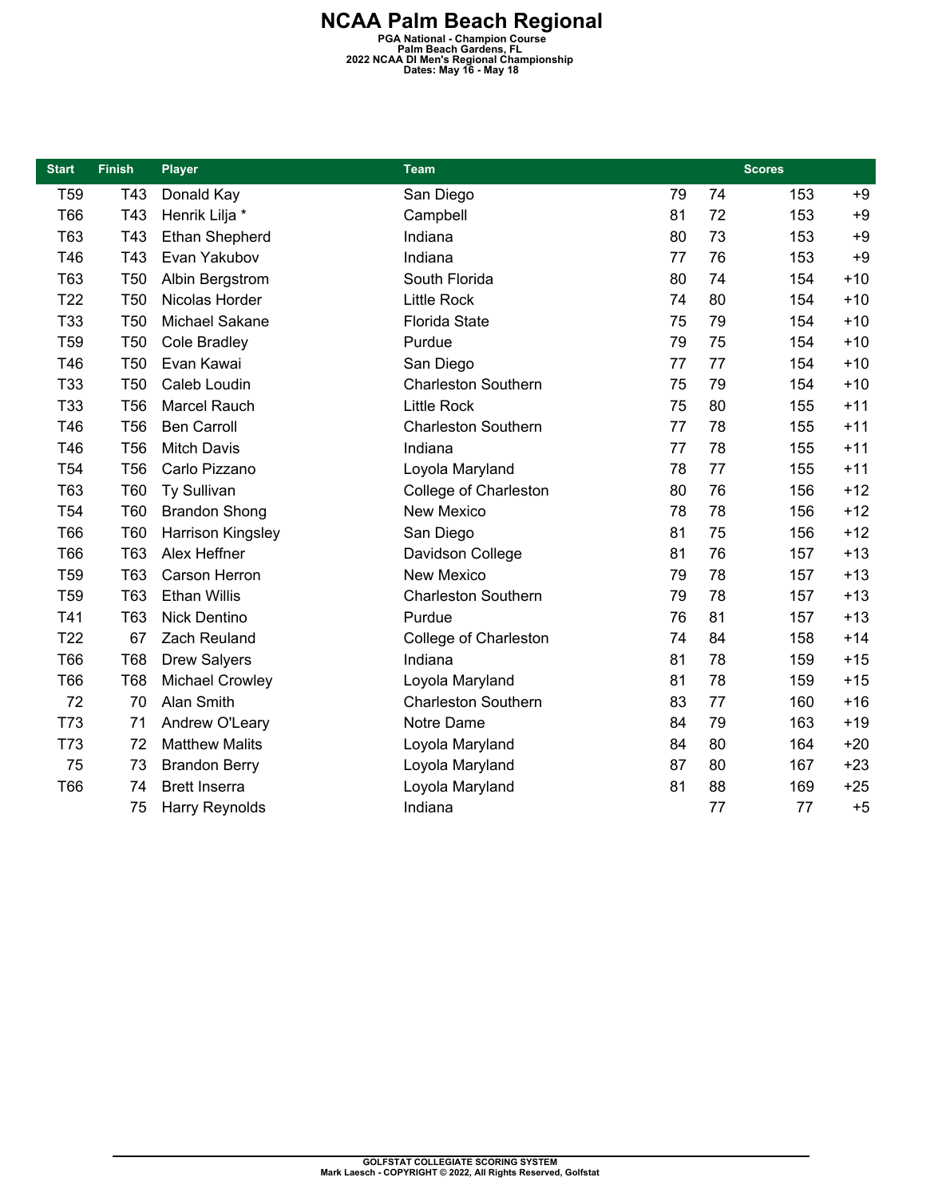# NCAA Palm Beach Regional

**PGA National - Champion Course**
**Palm Beach Gardens, FL**
**2022 NCAA DI Men's Regional Championship**
**Dates: May 16 - May 18**

| Start | Finish | Player | Team | Scores | | | |
|---|---|---|---|---|---|---|---|
| T59 | T43 | Donald Kay | San Diego | 79 | 74 | 153 | +9 |
| T66 | T43 | Henrik Lilja * | Campbell | 81 | 72 | 153 | +9 |
| T63 | T43 | Ethan Shepherd | Indiana | 80 | 73 | 153 | +9 |
| T46 | T43 | Evan Yakubov | Indiana | 77 | 76 | 153 | +9 |
| T63 | T50 | Albin Bergstrom | South Florida | 80 | 74 | 154 | +10 |
| T22 | T50 | Nicolas Horder | Little Rock | 74 | 80 | 154 | +10 |
| T33 | T50 | Michael Sakane | Florida State | 75 | 79 | 154 | +10 |
| T59 | T50 | Cole Bradley | Purdue | 79 | 75 | 154 | +10 |
| T46 | T50 | Evan Kawai | San Diego | 77 | 77 | 154 | +10 |
| T33 | T50 | Caleb Loudin | Charleston Southern | 75 | 79 | 154 | +10 |
| T33 | T56 | Marcel Rauch | Little Rock | 75 | 80 | 155 | +11 |
| T46 | T56 | Ben Carroll | Charleston Southern | 77 | 78 | 155 | +11 |
| T46 | T56 | Mitch Davis | Indiana | 77 | 78 | 155 | +11 |
| T54 | T56 | Carlo Pizzano | Loyola Maryland | 78 | 77 | 155 | +11 |
| T63 | T60 | Ty Sullivan | College of Charleston | 80 | 76 | 156 | +12 |
| T54 | T60 | Brandon Shong | New Mexico | 78 | 78 | 156 | +12 |
| T66 | T60 | Harrison Kingsley | San Diego | 81 | 75 | 156 | +12 |
| T66 | T63 | Alex Heffner | Davidson College | 81 | 76 | 157 | +13 |
| T59 | T63 | Carson Herron | New Mexico | 79 | 78 | 157 | +13 |
| T59 | T63 | Ethan Willis | Charleston Southern | 79 | 78 | 157 | +13 |
| T41 | T63 | Nick Dentino | Purdue | 76 | 81 | 157 | +13 |
| T22 | 67 | Zach Reuland | College of Charleston | 74 | 84 | 158 | +14 |
| T66 | T68 | Drew Salyers | Indiana | 81 | 78 | 159 | +15 |
| T66 | T68 | Michael Crowley | Loyola Maryland | 81 | 78 | 159 | +15 |
| 72 | 70 | Alan Smith | Charleston Southern | 83 | 77 | 160 | +16 |
| T73 | 71 | Andrew O'Leary | Notre Dame | 84 | 79 | 163 | +19 |
| T73 | 72 | Matthew Malits | Loyola Maryland | 84 | 80 | 164 | +20 |
| 75 | 73 | Brandon Berry | Loyola Maryland | 87 | 80 | 167 | +23 |
| T66 | 74 | Brett Inserra | Loyola Maryland | 81 | 88 | 169 | +25 |
| | 75 | Harry Reynolds | Indiana | | 77 | 77 | +5 |

GOLFSTAT COLLEGIATE SCORING SYSTEM
Mark Laesch - COPYRIGHT © 2022, All Rights Reserved, Golfstat